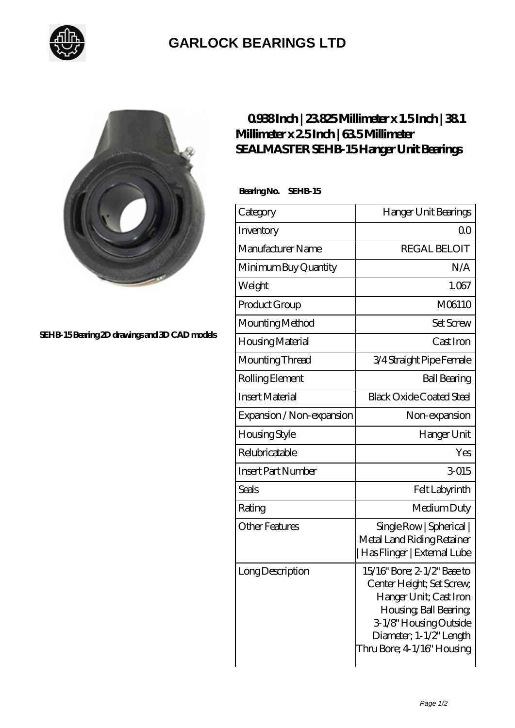# GARLOCK BEARINGS LTD

SEHB-15 Bearing 2D drawings and 3D CAD models

## 0.938 Inch | 23.825 Millimeter x 1.5 Inch | 38.1 Millimeter x 2.5 Inch | 63.5 Millimeter SEALMASTER SEHB-15 Hanger Unit Bearings

**Bearing No. SEHB-15**

| | |
|---|---|
| Category | Hanger Unit Bearings |
| Inventory | 0.0 |
| Manufacturer Name | REGAL BELOIT |
| Minimum Buy Quantity | N/A |
| Weight | 1.067 |
| Product Group | M06110 |
| Mounting Method | Set Screw |
| Housing Material | Cast Iron |
| Mounting Thread | 3/4 Straight Pipe Female |
| Rolling Element | Ball Bearing |
| Insert Material | Black Oxide Coated Steel |
| Expansion / Non-expansion | Non-expansion |
| Housing Style | Hanger Unit |
| Relubricatable | Yes |
| Insert Part Number | 3-015 |
| Seals | Felt Labyrinth |
| Rating | Medium Duty |
| Other Features | Single Row \| Spherical \| Metal Land Riding Retainer \| Has Flinger \| External Lube |
| Long Description | 15/16" Bore; 2-1/2" Base to Center Height; Set Screw; Hanger Unit; Cast Iron Housing; Ball Bearing; 3-1/8" Housing Outside Diameter; 1-1/2" Length Thru Bore; 4-1/16" Housing |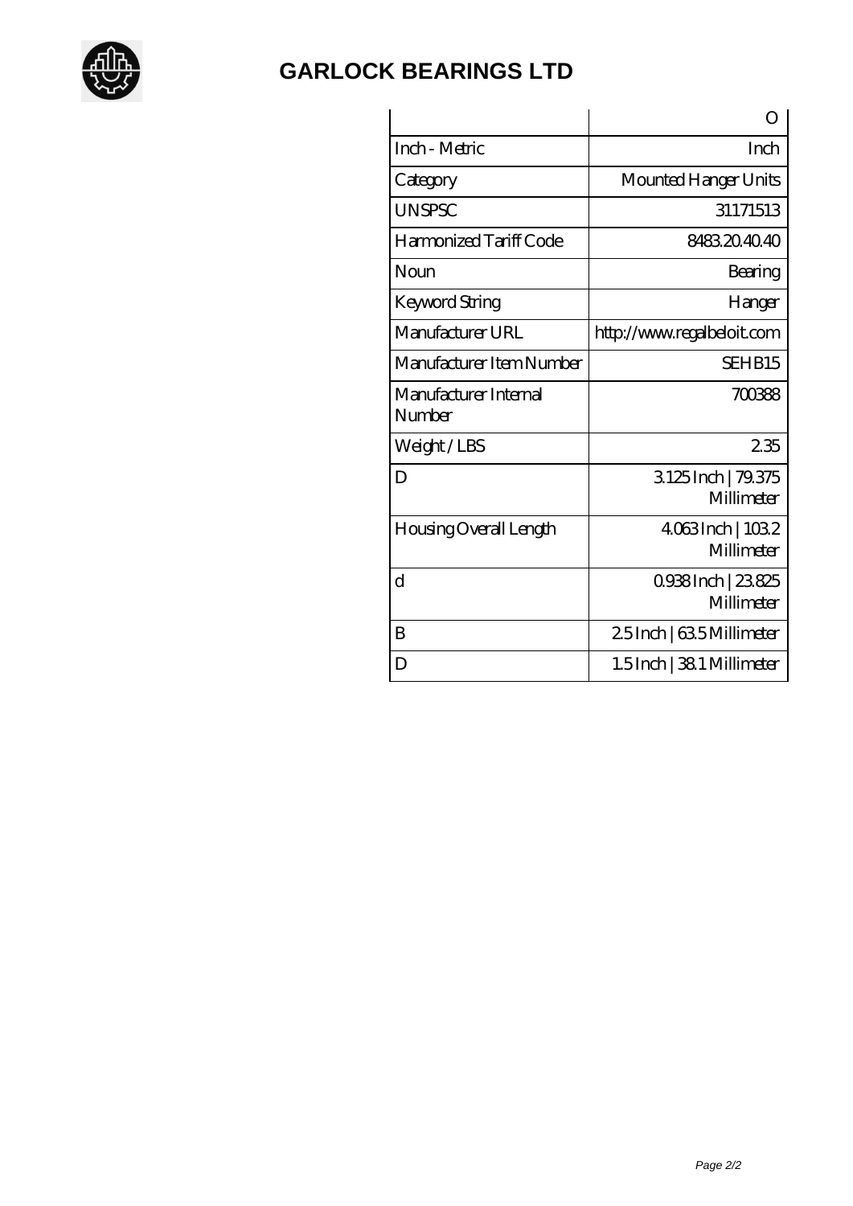# GARLOCK BEARINGS LTD

| | O |
|---|---|
| Inch - Metric | Inch |
| Category | Mounted Hanger Units |
| UNSPSC | 31171513 |
| Harmonized Tariff Code | 8483.20.40.40 |
| Noun | Bearing |
| Keyword String | Hanger |
| Manufacturer URL | http://www.regalbeloit.com |
| Manufacturer Item Number | SEHB15 |
| Manufacturer Internal Number | 700388 |
| Weight / LBS | 2.35 |
| D | 3.125 Inch \| 79.375 Millimeter |
| Housing Overall Length | 4.063 Inch \| 103.2 Millimeter |
| d | 0.938 Inch \| 23.825 Millimeter |
| B | 2.5 Inch \| 63.5 Millimeter |
| D | 1.5 Inch \| 38.1 Millimeter |